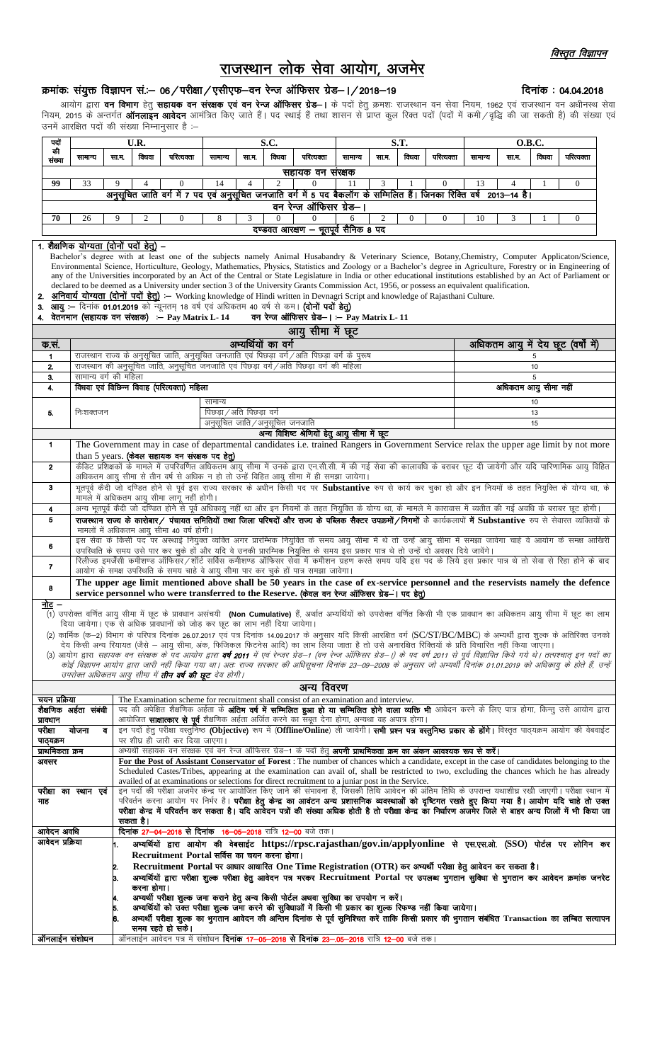*विस्तृत विज्ञापन*

# राजस्थान लोक सेवा आयोग, अजमेर

**क्रमांकः संयुक्त विज्ञापन सं.:– 06/परीक्षा/एसीएफ–वन रेन्ज ऑफिसर ग्रेड–I/2018–19** **दिनांक : 04.04.2018**

आयोग द्वारा **वन विभाग** हेतु **सहायक वन संरक्षक एवं वन रेन्ज ऑफिसर ग्रेड– I** के पदों हेतु क्रमशः राजस्थान वन सेवा नियम, 1962 एवं राजस्थान वन अधीनस्थ सेवा नियम, 2015 के अन्तर्गत **ऑनलाइन आवेदन** आमंत्रित किए जाते हैं। पद स्थाई हैं तथा शासन से प्राप्त कुल रिक्त पदों (पदों में कमी/वृद्धि की जा सकती है) की संख्या एवं उनमें आरक्षित पदों की संख्या निम्नानुसार है :–

| पदों की संख्या | U.R. | | | | S.C. | | | | S.T. | | | | O.B.C. | | | |
|---|---|---|---|---|---|---|---|---|---|---|---|---|---|---|---|---|
| | सामान्य | सा.म. | विधवा | परित्यक्ता | सामान्य | सा.म. | विधवा | परित्यक्ता | सामान्य | सा.म. | विधवा | परित्यक्ता | सामान्य | सा.म. | विधवा | परित्यक्ता |
| **सहायक वन संरक्षक** | | | | | | | | | | | | | | | | |
| 99 | 33 | 9 | 4 | 0 | 14 | 4 | 2 | 0 | 11 | 3 | 1 | 0 | 13 | 4 | 1 | 0 |
| **अनुसूचित जाति वर्ग में 7 पद एवं अनुसूचित जनजाति वर्ग में 5 पद बैकलॉग के सम्मिलित हैं। जिनका रिक्ति वर्ष 2013–14 है।** | | | | | | | | | | | | | | | | |
| **वन रेन्ज ऑफिसर ग्रेड– I** | | | | | | | | | | | | | | | | |
| 70 | 26 | 9 | 2 | 0 | 8 | 3 | 0 | 0 | 6 | 2 | 0 | 0 | 10 | 3 | 1 | 0 |
| **दण्डवत आरक्षण – भूतपूर्व सैनिक 8 पद** | | | | | | | | | | | | | | | | |

**1. शैक्षणिक योग्यता (दोनों पदों हेतु) –**

Bachelor's degree with at least one of the subjects namely Animal Husabandry & Veterinary Science, Botany,Chemistry, Computer Applicaton/Science, Environmental Science, Horticulture, Geology, Mathematics, Physics, Statistics and Zoology or a Bachelor's degree in Agriculture, Forestry or in Engineering of any of the Universities incorporated by an Act of the Central or State Legislature in India or other educational institutions established by an Act of Parliament or declared to be deemed as a University under section 3 of the University Grants Commission Act, 1956, or possess an equivalent qualification.

**2. अनिवार्य योग्यता (दोनों पदों हेतु) :–** Working knowledge of Hindi written in Devnagri Script and knowledge of Rajasthani Culture.

**3. आयु :–** दिनांक **01.01.2019** को न्यूनतम् 18 वर्ष एवं अधिकतम 40 वर्ष से कम। **(दोनों पदों हेतु)**

**4. वेतनमान (सहायक वन संरक्षक) :– Pay Matrix L- 14** **वन रेन्ज ऑफिसर ग्रेड– I :– Pay Matrix L- 11**

**आयु सीमा में छूट**

| क्र.सं. | अभ्यर्थियों का वर्ग | | अधिकतम आयु में देय छूट (वर्षों में) |
|---|---|---|---|
| 1 | राजस्थान राज्य के अनुसूचित जाति, अनुसूचित जनजाति एवं पिछड़ा वर्ग/अति पिछड़ा वर्ग के पुरूष | | 5 |
| 2. | राजस्थान की अनुसूचित जाति, अनुसूचित जनजाति एवं पिछड़ा वर्ग/अति पिछड़ा वर्ग की महिला | | 10 |
| 3. | सामान्य वर्ग की महिला | | 5 |
| 4. | विधवा एवं विच्छिन्न विवाह (परित्यक्ता) महिला | | अधिकतम आयु सीमा नहीं |
| 5. | निःशक्तजन | सामान्य | 10 |
| | | पिछड़ा/अति पिछड़ा वर्ग | 13 |
| | | अनुसूचित जाति/अनुसूचित जनजाति | 15 |

**अन्य विशिष्ट श्रेणियों हेतु आयु सीमा में छूट**

| | |
|---|---|
| 1 | The Government may in case of departmental candidates i.e. trained Rangers in Government Service relax the upper age limit by not more than 5 years. **(केवल सहायक वन संरक्षक पद हेतु)** |
| 2 | कैडिट प्रशिक्षकों के मामले में उपरिवर्णित अधिकतम आयु सीमा में उनके द्वारा एन.सी.सी. में की गई सेवा की कालावधि के बराबर छूट दी जायेगी और यदि पारिणामिक आयु विहित अधिकतम आयु सीमा से तीन वर्ष से अधिक न हो तो उन्हें विहित आयु सीमा में ही समझा जायेगा। |
| 3 | भूतपूर्व कैदी जो दण्डित होने से पूर्व इस राज्य सरकार के अधीन किसी पद पर **Substantive** रूप से कार्य कर चुका हो और इन नियमों के तहत नियुक्ति के योग्य था, के मामले में अधिकतम आयु सीमा लागू नहीं होगी। |
| 4 | अन्य भूतपूर्व कैदी जो दण्डित होने से पूर्व अधिकायु नहीं था और इन नियमों के तहत नियुक्ति के योग्य था, के मामले में कारावास में व्यतीत की गई अवधि के बराबर छूट होगी। |
| 5 | **राजस्थान राज्य के कारोबार/ पंचायत समितियों तथा जिला परिषदों और राज्य के पब्लिक सैक्टर उपक्रमों/निगमों** के कार्यकलापों **में Substantive** रूप से सेवारत व्यक्तियों के मामलों में अधिकतम आयु सीमा 40 वर्ष होगी। |
| 6 | इस सेवा के किसी पद पर अस्थाई नियुक्त व्यक्ति अगर प्रारम्भिक नियुक्ति के समय आयु सीमा में थे तो उन्हें आयु सीमा में समझा जावेगा चाहे वे आयोग के समक्ष आखिरी उपस्थिति के समय उसे पार कर चुके हों और यदि वे उनकी प्रारम्भिक नियुक्ति के समय इस प्रकार पात्र थे तो उन्हें दो अवसर दिये जावेंगे। |
| 7 | रिलीव्ड इमरजेंसी कमीशण्ड ऑफिसर/शॉर्ट सर्विस कमीशण्ड ऑफिसर सेवा में कमीशन ग्रहण करते समय यदि इस पद के लिये इस प्रकार पात्र थे तो सेवा से रिहा होने के बाद आयोग के समक्ष उपस्थिति के समय चाहे वे आयु सीमा पार कर चुके हों पात्र समझा जावेगा। |
| 8 | **The upper age limit mentioned above shall be 50 years in the case of ex-service personnel and the reservists namely the defence service personnel who were transferred to the Reserve. (केवल वन रेन्ज ऑफिसर ग्रेड– I पद हेतु)** |

**नोट –**

(1) उपरोक्त वर्णित आयु सीमा में छूट के प्रावधान असंचयी **(Non Cumulative)** हैं, अर्थात अभ्यर्थियों को उपरोक्त वर्णित किसी भी एक प्रावधान का अधिकतम आयु सीमा में छूट का लाभ दिया जायेगा। एक से अधिक प्रावधानों को जोड़ कर छूट का लाभ नहीं दिया जायेगा।

(2) कार्मिक (क–2) विभाग के परिपत्र दिनांक 26.07.2017 एवं पत्र दिनांक 14.09.2017 के अनुसार यदि किसी आरक्षित वर्ग (SC/ST/BC/MBC) के अभ्यर्थी द्वारा शुल्क के अतिरिक्त उनको देय किसी अन्य रियायत (जैसे – आयु सीमा, अंक, फिजिकल फिटनेस आदि) का लाभ लिया जाता है तो उसे अनारक्षित रिक्तियों के प्रति विचारित नहीं किया जाएगा।

(3) *आयोग द्वारा सहायक वन संरक्षक के पद आयोग द्वारा **वर्ष 2011** में एवं रेन्जर ग्रेड–1 (वन रेन्ज ऑफिसर ग्रेड– I) के पद वर्ष 2011 से पूर्व विज्ञापित किये गये थे। तत्पश्चात इन पदों का कोई विज्ञापन आयोग द्वारा जारी नहीं किया गया था। अतः राज्य सरकार की अधिसूचना दिनांक 23–09–2008 के अनुसार जो अभ्यर्थी दिनांक 01.01.2019 को अधिकायु के होते हैं, उन्हें उपरोक्त अधिकतम आयु सीमा में **तीन वर्ष की छूट** देय होगी।*

**अन्य विवरण**

| | |
|---|---|
| **चयन प्रक्रिया** | The Examination scheme for recruitment shall consist of an examination and interview. |
| **शैक्षणिक अर्हता संबंधी प्रावधान** | पद की अपेक्षित शैक्षणिक अर्हता के **अंतिम वर्ष में सम्मिलित हुआ हो या सम्मिलित होने वाला व्यक्ति भी** आवेदन करने के लिए पात्र होगा, किन्तु उसे आयोग द्वारा आयोजित **साक्षात्कार से पूर्व** शैक्षणिक अर्हता अर्जित करने का सबूत देना होगा, अन्यथा वह अपात्र होगा। |
| **परीक्षा योजना व पाठ्यक्रम** | इन पदों हेतु परीक्षा वस्तुनिष्ठ **(Objective)** रूप में **(Offline/Online)** ली जायेगी। **सभी प्रश्न पत्र वस्तुनिष्ठ प्रकार के होंगे।** विस्तृत पाठ्यक्रम आयोग की वेबसाईट पर शीघ्र ही जारी कर दिया जाएगा। |
| **प्राथमिकता क्रम** | अभ्यर्थी सहायक वन संरक्षक एवं वन रेन्ज ऑफिसर ग्रेड–1 के पदों हेतु **अपनी प्राथमिकता क्रम का अंकन आवश्यक रूप से करें।** |
| **अवसर** | **For the Post of Assistant Conservator of Forest** : The number of chances which a candidate, except in the case of candidates belonging to the Scheduled Castes/Tribes, appearing at the examination can avail of, shall be restricted to two, excluding the chances which he has already availed of at examinations or selections for direct recruitment to a junior post in the Service. |
| **परीक्षा का स्थान एवं माह** | इन पदों की परीक्षा अजमेर केन्द्र पर आयोजित किए जाने की संभावना है, जिसकी तिथि आवेदन की अंतिम तिथि के उपरान्त यथाशीघ्र रखी जाएगी। परीक्षा स्थान में परिवर्तन करना आयोग पर निर्भर है। **परीक्षा हेतु केन्द्र का आवंटन अन्य प्रशासनिक व्यवस्थाओं को दृष्टिगत रखते हुए किया गया है। आयोग यदि चाहे तो उक्त परीक्षा केन्द्र में परिवर्तन कर सकता है। यदि आवेदन पत्रों की संख्या अधिक होती है तो परीक्षा केन्द्र का निर्धारण अजमेर जिले से बाहर अन्य जिलों में भी किया जा सकता है।** |
| **आवेदन अवधि** | **दिनांक 27–04–2018 से दिनांक 16–05–2018 रात्रि 12–00 बजे तक।** |
| **आवेदन प्रक्रिया** | 1. **अभ्यर्थियों द्वारा आयोग की वेबसाईट https://rpsc.rajasthan/gov.in/applyonline से एस.एस.ओ. (SSO) पोर्टल पर लोगिन कर Recruitment Portal सर्विस का चयन करना होगा।** 2. **Recruitment Portal पर आधार आधारित One Time Registration (OTR) कर अभ्यर्थी परीक्षा हेतु आवेदन कर सकता है।** 3. **अभ्यर्थियों द्वारा परीक्षा शुल्क परीक्षा हेतु आवेदन पत्र भरकर Recruitment Portal पर उपलब्ध भुगतान सुविधा से भुगतान कर आवेदन क्रमांक जनरेट करना होगा।** 4. **अभ्यर्थी परीक्षा शुल्क जमा कराने हेतु अन्य किसी पोर्टल अथवा सुविधा का उपयोग न करें।** 5. **अभ्यर्थियों को उक्त परीक्षा शुल्क जमा करने की सुविधाओं में किसी भी प्रकार का शुल्क रिफण्ड नहीं किया जायेगा।** 6. **अभ्यर्थी परीक्षा शुल्क का भुगतान आवेदन की अन्तिम दिनांक से पूर्व सुनिश्चित करें ताकि किसी प्रकार की भुगतान संबंधित Transaction का लम्बित सत्यापन समय रहते हो सके।** |
| **ऑनलाईन संशोधन** | ऑनलाईन आवेदन पत्र में संशोधन **दिनांक 17–05–2018 से दिनांक 23–.05–2018 रात्रि 12–00** बजे तक। |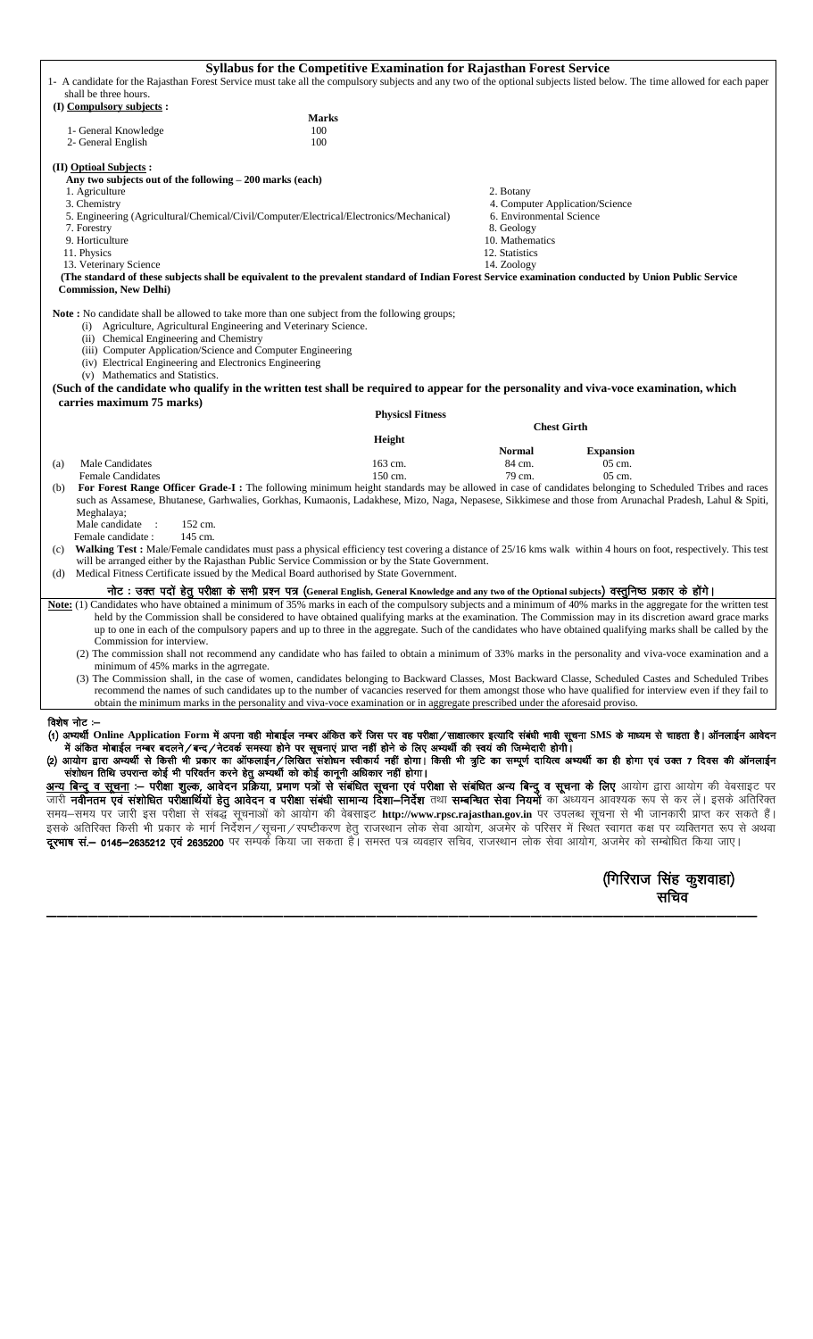## Syllabus for the Competitive Examination for Rajasthan Forest Service

1- A candidate for the Rajasthan Forest Service must take all the compulsory subjects and any two of the optional subjects listed below. The time allowed for each paper shall be three hours.

**(I) Compulsory subjects :**

| | Marks |
|---|---|
| 1- General Knowledge | 100 |
| 2- General English | 100 |

**(II) Optioal Subjects :**

**Any two subjects out of the following – 200 marks (each)**

1. Agriculture
2. Botany
3. Chemistry
4. Computer Application/Science
5. Engineering (Agricultural/Chemical/Civil/Computer/Electrical/Electronics/Mechanical)
6. Environmental Science
7. Forestry
8. Geology
9. Horticulture
10. Mathematics
11. Physics
12. Statistics
13. Veterinary Science
14. Zoology

**(These standard of these subjects shall be equivalent to the prevalent standard of Indian Forest Service examination conducted by Union Public Service Commission, New Delhi)**

**Note :** No candidate shall be allowed to take more than one subject from the following groups;

(i) Agriculture, Agricultural Engineering and Veterinary Science.
(ii) Chemical Engineering and Chemistry
(iii) Computer Application/Science and Computer Engineering
(iv) Electrical Engineering and Electronics Engineering
(v) Mathematics and Statistics.

**(Such of the candidate who qualify in the written test shall be required to appear for the personality and viva-voce examination, which carries maximum 75 marks)**

**Physicsl Fitness**

| | | Height | Chest Girth | |
|---|---|---|---|---|
| | | | **Normal** | **Expansion** |
| (a) | Male Candidates | 163 cm. | 84 cm. | 05 cm. |
| | Female Candidates | 150 cm. | 79 cm. | 05 cm. |

(b) **For Forest Range Officer Grade-I :** The following minimum height standards may be allowed in case of candidates belonging to Scheduled Tribes and races such as Assamese, Bhutanese, Garhwalies, Gorkhas, Kumaonis, Ladakhese, Mizo, Naga, Nepasese, Sikkimese and those from Arunachal Pradesh, Lahul & Spiti, Meghalaya;
Male candidate : 152 cm.
Female candidate : 145 cm.

(c) **Walking Test :** Male/Female candidates must pass a physical efficiency test covering a distance of 25/16 kms walk within 4 hours on foot, respectively. This test will be arranged either by the Rajasthan Public Service Commission or by the State Government.

(d) Medical Fitness Certificate issued by the Medical Board authorised by State Government.

**नोट : उक्त पदों हेतु परीक्षा के सभी प्रश्न पत्र (General English, General Knowledge and any two of the Optional subjects) वस्तुनिष्ठ प्रकार के होंगे।**

**Note:** (1) Candidates who have obtained a minimum of 35% marks in each of the compulsory subjects and a minimum of 40% marks in the aggregate for the written test held by the Commission shall be considered to have obtained qualifying marks at the examination. The Commission may in its discretion award grace marks up to one in each of the compulsory papers and up to three in the aggregate. Such of the candidates who have obtained qualifying marks shall be called by the Commission for interview.

(2) The commission shall not recommend any candidate who has failed to obtain a minimum of 33% marks in the personality and viva-voce examination and a minimum of 45% marks in the agrregate.

(3) The Commission shall, in the case of women, candidates belonging to Backward Classes, Most Backward Classe, Scheduled Castes and Scheduled Tribes recommend the names of such candidates up to the number of vacancies reserved for them amongst those who have qualified for interview even if they fail to obtain the minimum marks in the personality and viva-voce examination or in aggregate prescribed under the aforesaid proviso.

**विशेष नोट :–**

**(1) अभ्यर्थी Online Application Form में अपना वही मोबाईल नम्बर अंकित करें जिस पर वह परीक्षा/साक्षात्कार इत्यादि संबंधी भावी सूचना SMS के माध्यम से चाहता है। ऑनलाईन आवेदन में अंकित मोबाईल नम्बर बदलने/बन्द/नेटवर्क समस्या होने पर सूचनाएं प्राप्त नहीं होने के लिए अभ्यर्थी की स्वयं की जिम्मेदारी होगी।**

**(2) आयोग द्वारा अभ्यर्थी से किसी भी प्रकार का ऑफलाईन/लिखित संशोधन स्वीकार्य नहीं होगा। किसी भी त्रुटि का सम्पूर्ण दायित्व अभ्यर्थी का ही होगा एवं उक्त 7 दिवस की ऑनलाईन संशोधन तिथि उपरान्त कोई भी परिवर्तन करने हेतु अभ्यर्थी को कोई कानूनी अधिकार नहीं होगा।**

**<u>अन्य बिन्दु व सूचना</u> :– परीक्षा शुल्क, आवेदन प्रक्रिया, प्रमाण पत्रों से संबंधित सूचना एवं परीक्षा से संबंधित अन्य बिन्दु व सूचना के लिए** आयोग द्वारा आयोग की वेबसाइट पर जारी **नवीनतम एवं संशोधित परीक्षार्थियों हेतु आवेदन व परीक्षा संबंधी सामान्य दिशा–निर्देश** तथा **सम्बन्धित सेवा नियमों** का अध्ययन आवश्यक रूप से कर लें। इसके अतिरिक्त समय–समय पर जारी इस परीक्षा से संबद्ध सूचनाओं को आयोग की वेबसाइट **http://www.rpsc.rajasthan.gov.in** पर उपलब्ध सूचना से भी जानकारी प्राप्त कर सकते हैं। इसके अतिरिक्त किसी भी प्रकार के मार्ग निर्देशन/सूचना/स्पष्टीकरण हेतु राजस्थान लोक सेवा आयोग, अजमेर के परिसर में स्थित स्वागत कक्ष पर व्यक्तिगत रूप से अथवा **दूरभाष सं.– 0145–2635212 एवं 2635200** पर सम्पर्क किया जा सकता है। समस्त पत्र व्यवहार सचिव, राजस्थान लोक सेवा आयोग, अजमेर को सम्बोधित किया जाए।

(गिरिराज सिंह कुशवाहा)
सचिव